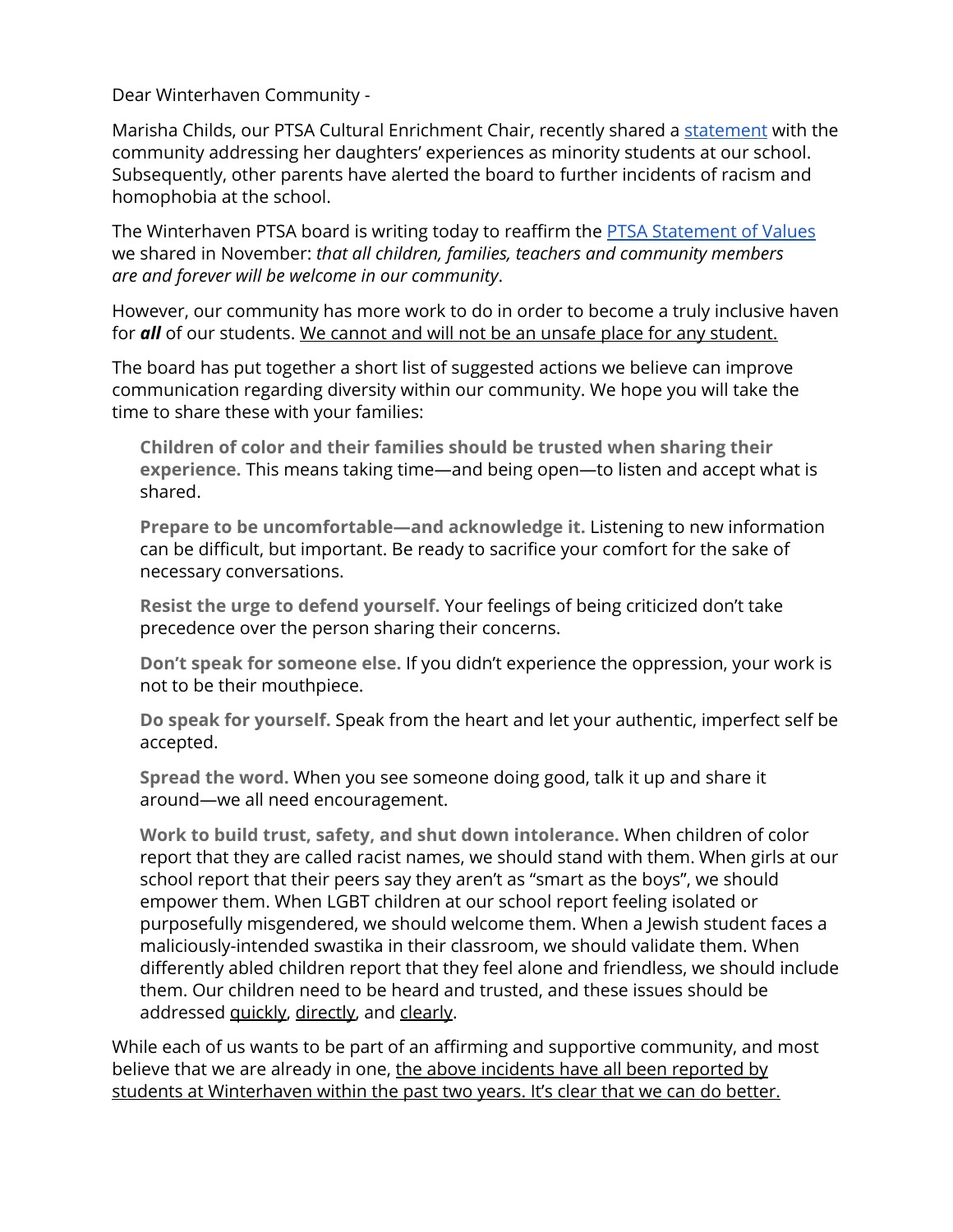Dear Winterhaven Community -

Marisha Childs, our PTSA Cultural Enrichment Chair, recently shared a [statement]() with the community addressing her daughters' experiences as minority students at our school. Subsequently, other parents have alerted the board to further incidents of racism and homophobia at the school.

The Winterhaven PTSA board is writing today to reaffirm the [PTSA Statement of Values]() we shared in November: *that all children, families, teachers and community members are and forever will be welcome in our community*.

However, our community has more work to do in order to become a truly inclusive haven for ***all*** of our students. <u>We cannot and will not be an unsafe place for any student.</u>

The board has put together a short list of suggested actions we believe can improve communication regarding diversity within our community. We hope you will take the time to share these with your families:

> **Children of color and their families should be trusted when sharing their experience.** This means taking time—and being open—to listen and accept what is shared.
>
> **Prepare to be uncomfortable—and acknowledge it.** Listening to new information can be difficult, but important. Be ready to sacrifice your comfort for the sake of necessary conversations.
>
> **Resist the urge to defend yourself.** Your feelings of being criticized don't take precedence over the person sharing their concerns.
>
> **Don't speak for someone else.** If you didn't experience the oppression, your work is not to be their mouthpiece.
>
> **Do speak for yourself.** Speak from the heart and let your authentic, imperfect self be accepted.
>
> **Spread the word.** When you see someone doing good, talk it up and share it around—we all need encouragement.
>
> **Work to build trust, safety, and shut down intolerance.** When children of color report that they are called racist names, we should stand with them. When girls at our school report that their peers say they aren't as "smart as the boys", we should empower them. When LGBT children at our school report feeling isolated or purposefully misgendered, we should welcome them. When a Jewish student faces a maliciously-intended swastika in their classroom, we should validate them. When differently abled children report that they feel alone and friendless, we should include them. Our children need to be heard and trusted, and these issues should be addressed <u>quickly</u>, <u>directly</u>, and <u>clearly</u>.

While each of us wants to be part of an affirming and supportive community, and most believe that we are already in one, <u>the above incidents have all been reported by students at Winterhaven within the past two years. It's clear that we can do better.</u>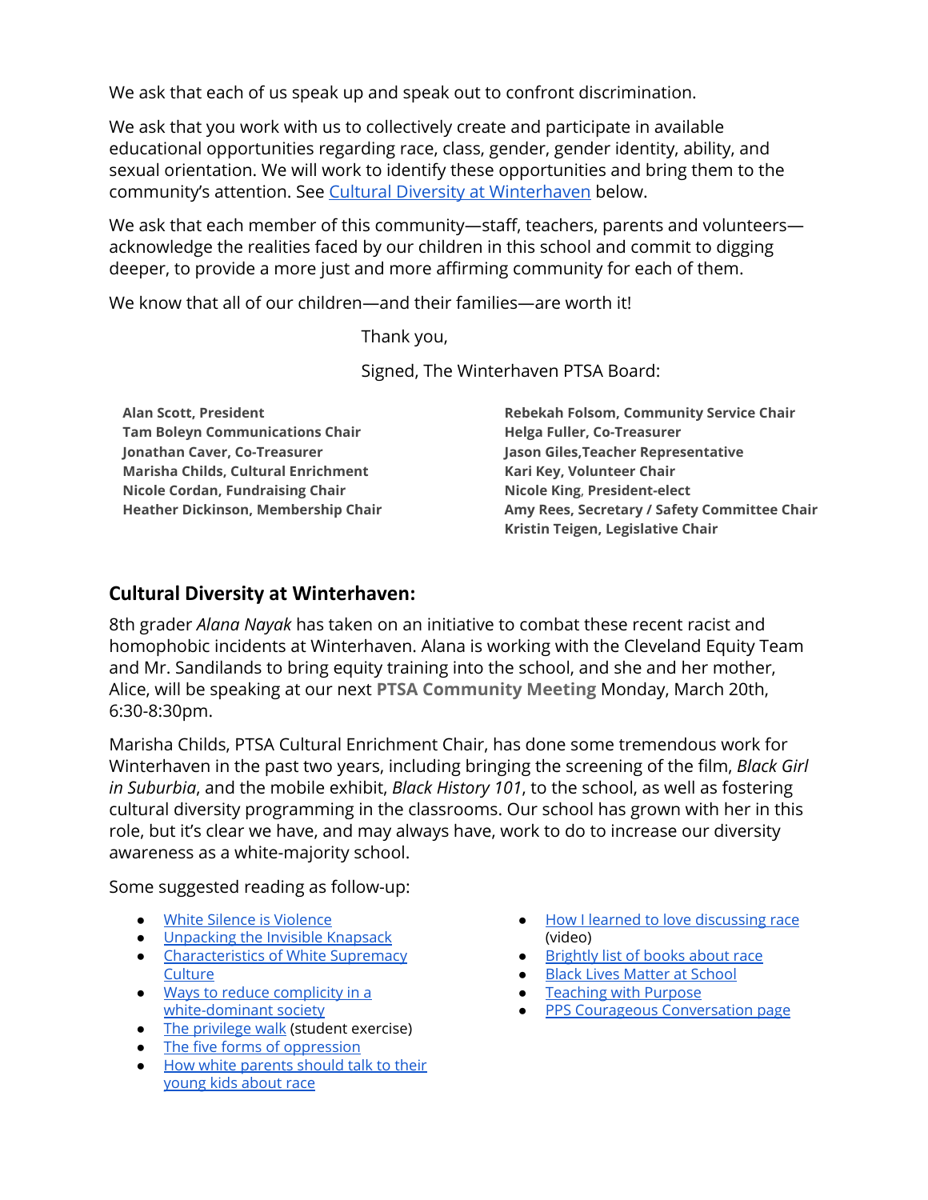We ask that each of us speak up and speak out to confront discrimination.

We ask that you work with us to collectively create and participate in available educational opportunities regarding race, class, gender, gender identity, ability, and sexual orientation. We will work to identify these opportunities and bring them to the community's attention. See [Cultural Diversity at Winterhaven] below.

We ask that each member of this community—staff, teachers, parents and volunteers—acknowledge the realities faced by our children in this school and commit to digging deeper, to provide a more just and more affirming community for each of them.

We know that all of our children—and their families—are worth it!

Thank you,

Signed, The Winterhaven PTSA Board:

**Alan Scott, President**
**Tam Boleyn Communications Chair**
**Jonathan Caver, Co-Treasurer**
**Marisha Childs, Cultural Enrichment**
**Nicole Cordan, Fundraising Chair**
**Heather Dickinson, Membership Chair**
**Rebekah Folsom, Community Service Chair**
**Helga Fuller, Co-Treasurer**
**Jason Giles,Teacher Representative**
**Kari Key, Volunteer Chair**
**Nicole King, President-elect**
**Amy Rees, Secretary / Safety Committee Chair**
**Kristin Teigen, Legislative Chair**

## Cultural Diversity at Winterhaven:

8th grader *Alana Nayak* has taken on an initiative to combat these recent racist and homophobic incidents at Winterhaven. Alana is working with the Cleveland Equity Team and Mr. Sandilands to bring equity training into the school, and she and her mother, Alice, will be speaking at our next **PTSA Community Meeting** Monday, March 20th, 6:30-8:30pm.

Marisha Childs, PTSA Cultural Enrichment Chair, has done some tremendous work for Winterhaven in the past two years, including bringing the screening of the film, *Black Girl in Suburbia*, and the mobile exhibit, *Black History 101*, to the school, as well as fostering cultural diversity programming in the classrooms. Our school has grown with her in this role, but it's clear we have, and may always have, work to do to increase our diversity awareness as a white-majority school.

Some suggested reading as follow-up:

- White Silence is Violence
- Unpacking the Invisible Knapsack
- Characteristics of White Supremacy Culture
- Ways to reduce complicity in a white-dominant society
- The privilege walk (student exercise)
- The five forms of oppression
- How white parents should talk to their young kids about race
- How I learned to love discussing race (video)
- Brightly list of books about race
- Black Lives Matter at School
- Teaching with Purpose
- PPS Courageous Conversation page